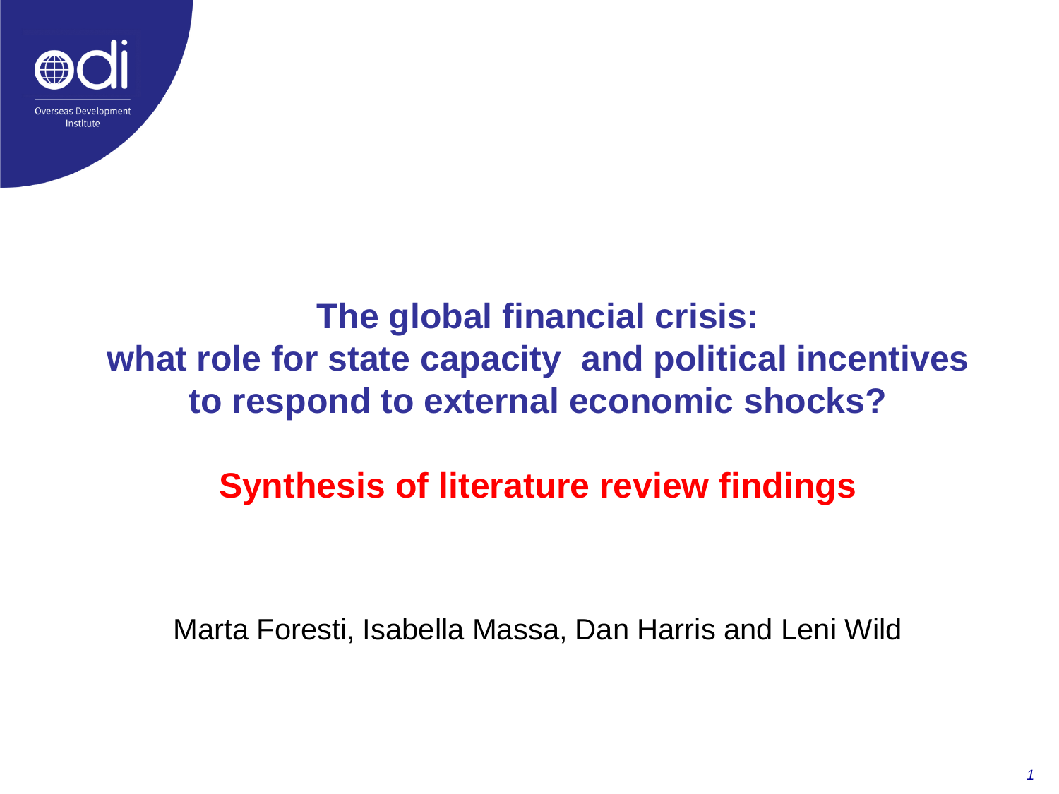Overseas Development Institute

# The global financial crisis: what role for state capacity and political incentives to respond to external economic shocks?

## Synthesis of literature review findings

Marta Foresti, Isabella Massa, Dan Harris and Leni Wild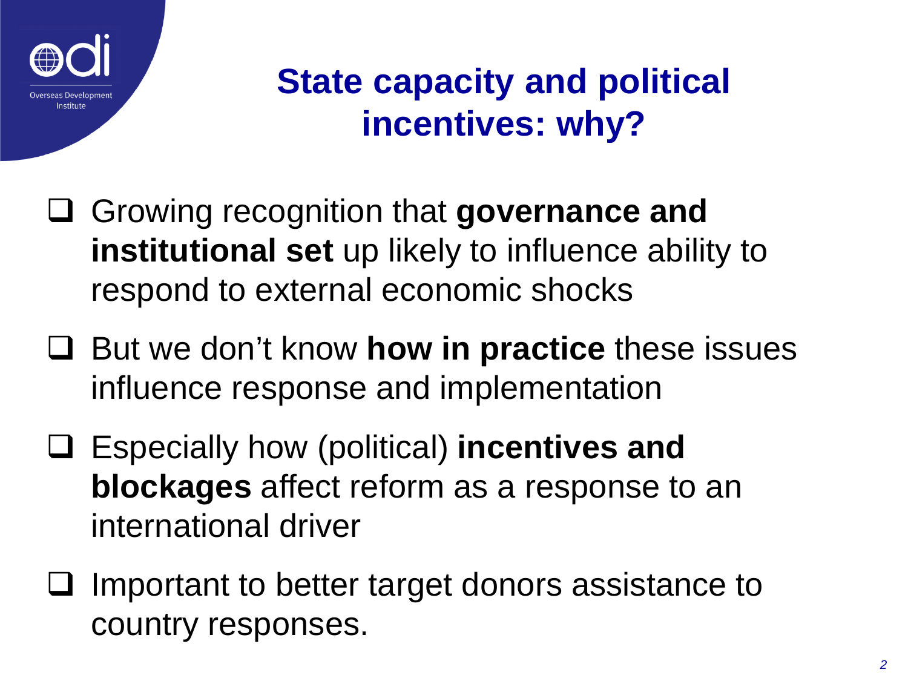# State capacity and political incentives: why?

- Growing recognition that **governance and institutional set** up likely to influence ability to respond to external economic shocks
- But we don't know **how in practice** these issues influence response and implementation
- Especially how (political) **incentives and blockages** affect reform as a response to an international driver
- Important to better target donors assistance to country responses.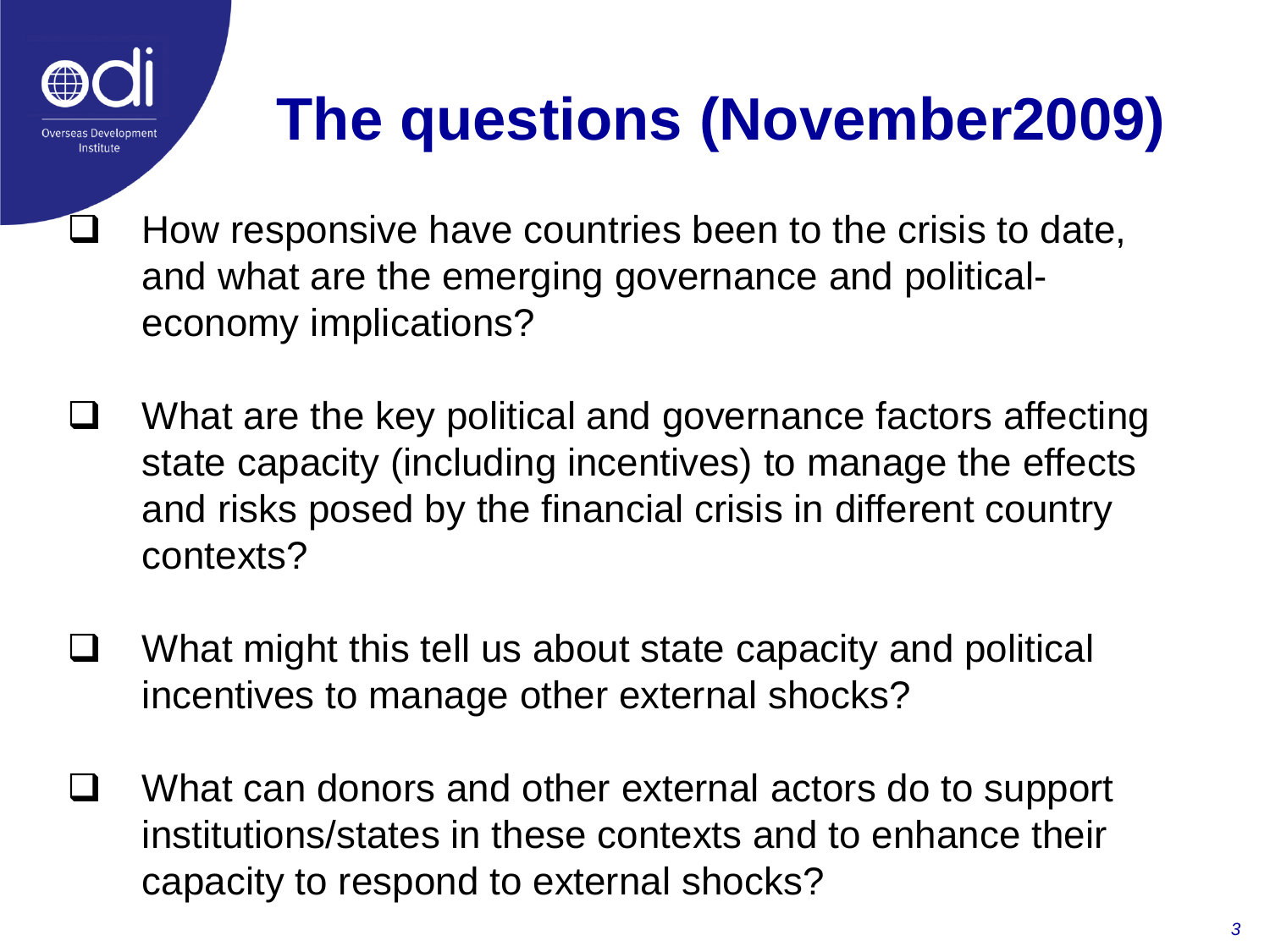# The questions (November2009)

- How responsive have countries been to the crisis to date, and what are the emerging governance and political-economy implications?

- What are the key political and governance factors affecting state capacity (including incentives) to manage the effects and risks posed by the financial crisis in different country contexts?

- What might this tell us about state capacity and political incentives to manage other external shocks?

- What can donors and other external actors do to support institutions/states in these contexts and to enhance their capacity to respond to external shocks?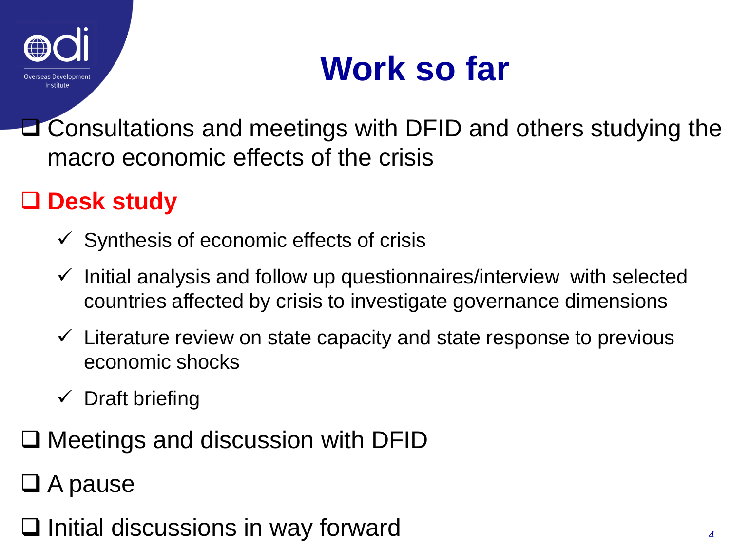# Work so far

- Consultations and meetings with DFID and others studying the macro economic effects of the crisis
- **Desk study**
  - ✓ Synthesis of economic effects of crisis
  - ✓ Initial analysis and follow up questionnaires/interview with selected countries affected by crisis to investigate governance dimensions
  - ✓ Literature review on state capacity and state response to previous economic shocks
  - ✓ Draft briefing
- Meetings and discussion with DFID
- A pause
- Initial discussions in way forward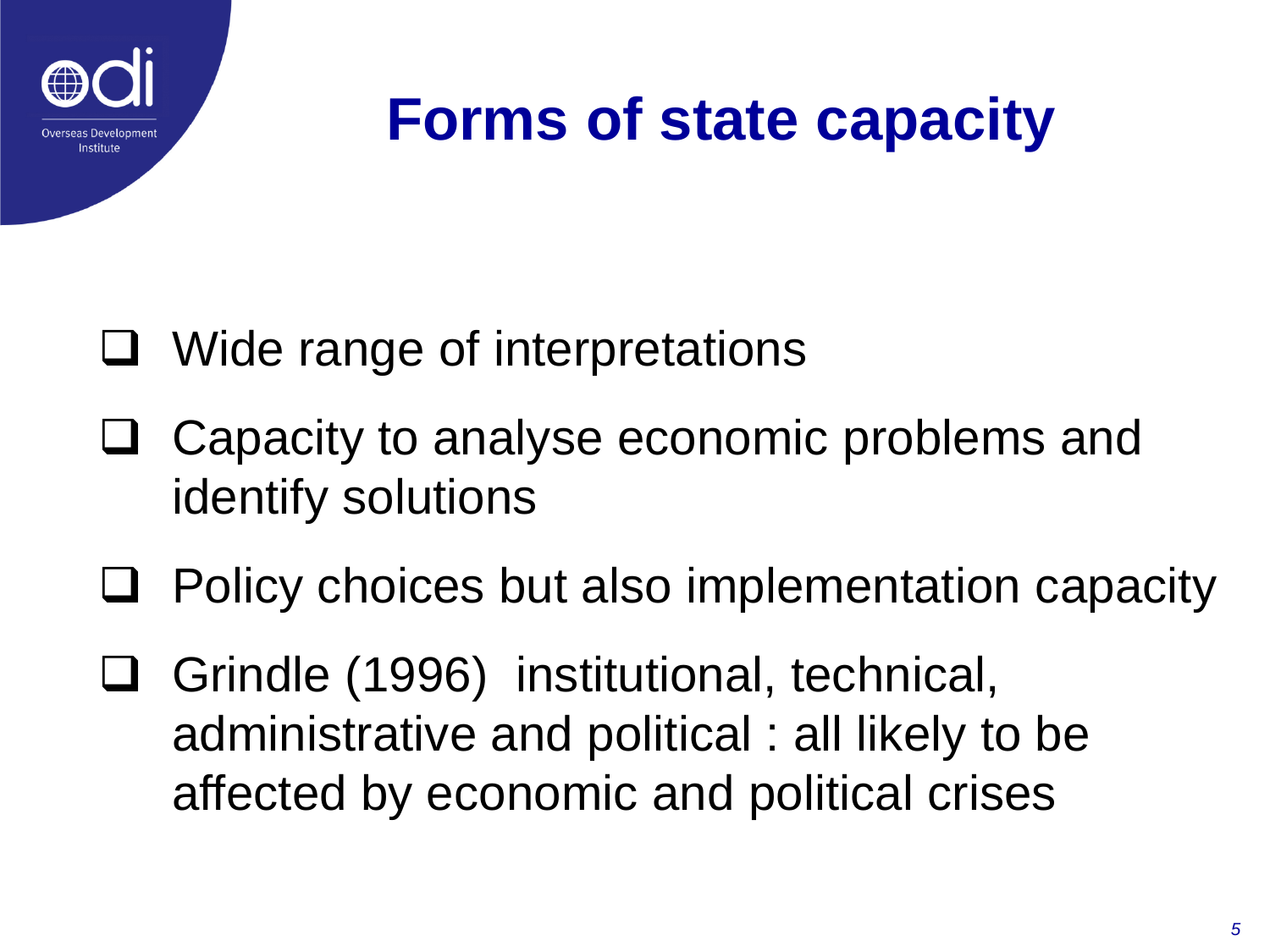# Forms of state capacity

- Wide range of interpretations
- Capacity to analyse economic problems and identify solutions
- Policy choices but also implementation capacity
- Grindle (1996) institutional, technical, administrative and political : all likely to be affected by economic and political crises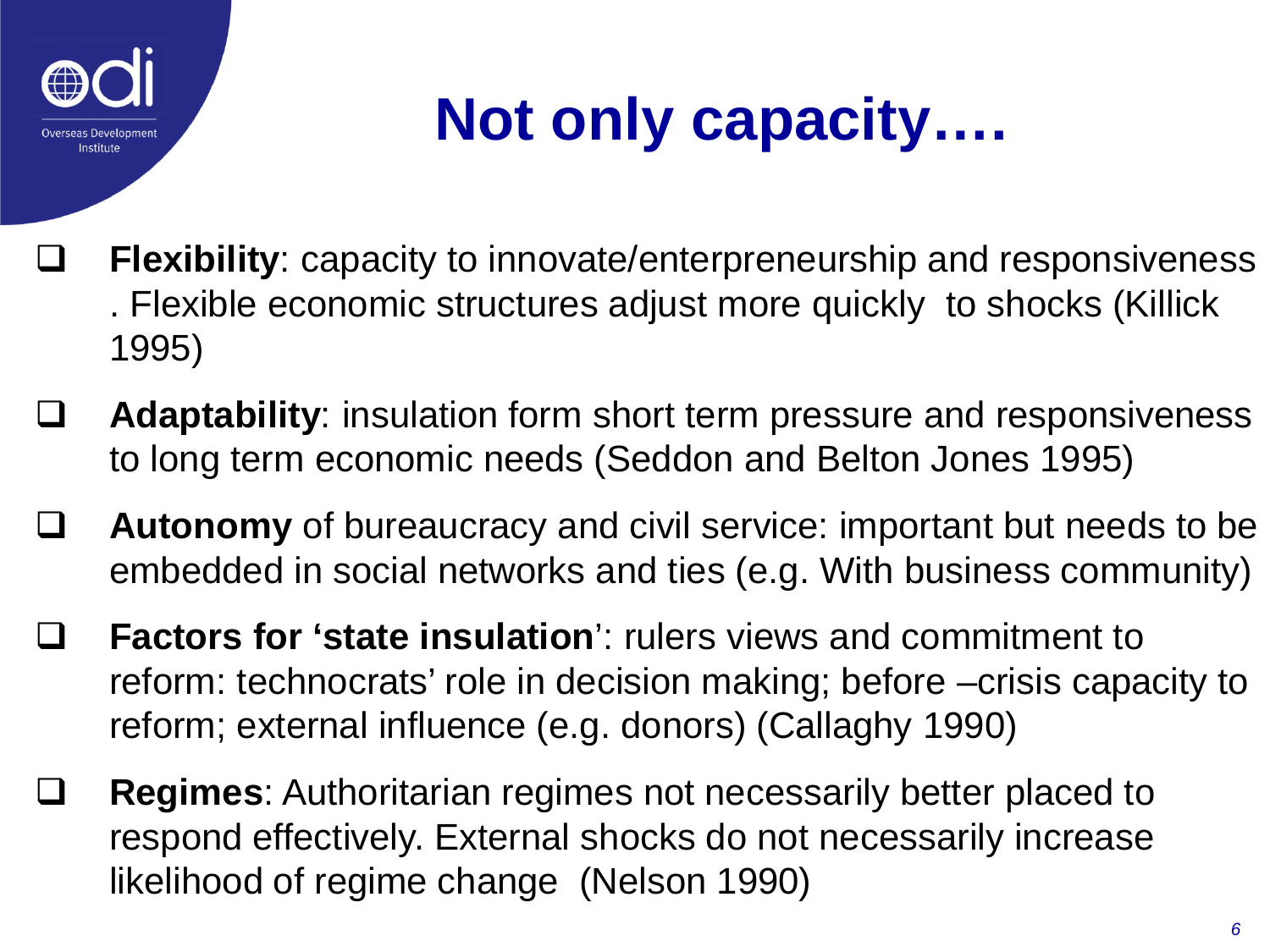# Not only capacity….

- **Flexibility**: capacity to innovate/enterpreneurship and responsiveness . Flexible economic structures adjust more quickly to shocks (Killick 1995)
- **Adaptability**: insulation form short term pressure and responsiveness to long term economic needs (Seddon and Belton Jones 1995)
- **Autonomy** of bureaucracy and civil service: important but needs to be embedded in social networks and ties (e.g. With business community)
- **Factors for 'state insulation**': rulers views and commitment to reform: technocrats' role in decision making; before –crisis capacity to reform; external influence (e.g. donors) (Callaghy 1990)
- **Regimes**: Authoritarian regimes not necessarily better placed to respond effectively. External shocks do not necessarily increase likelihood of regime change (Nelson 1990)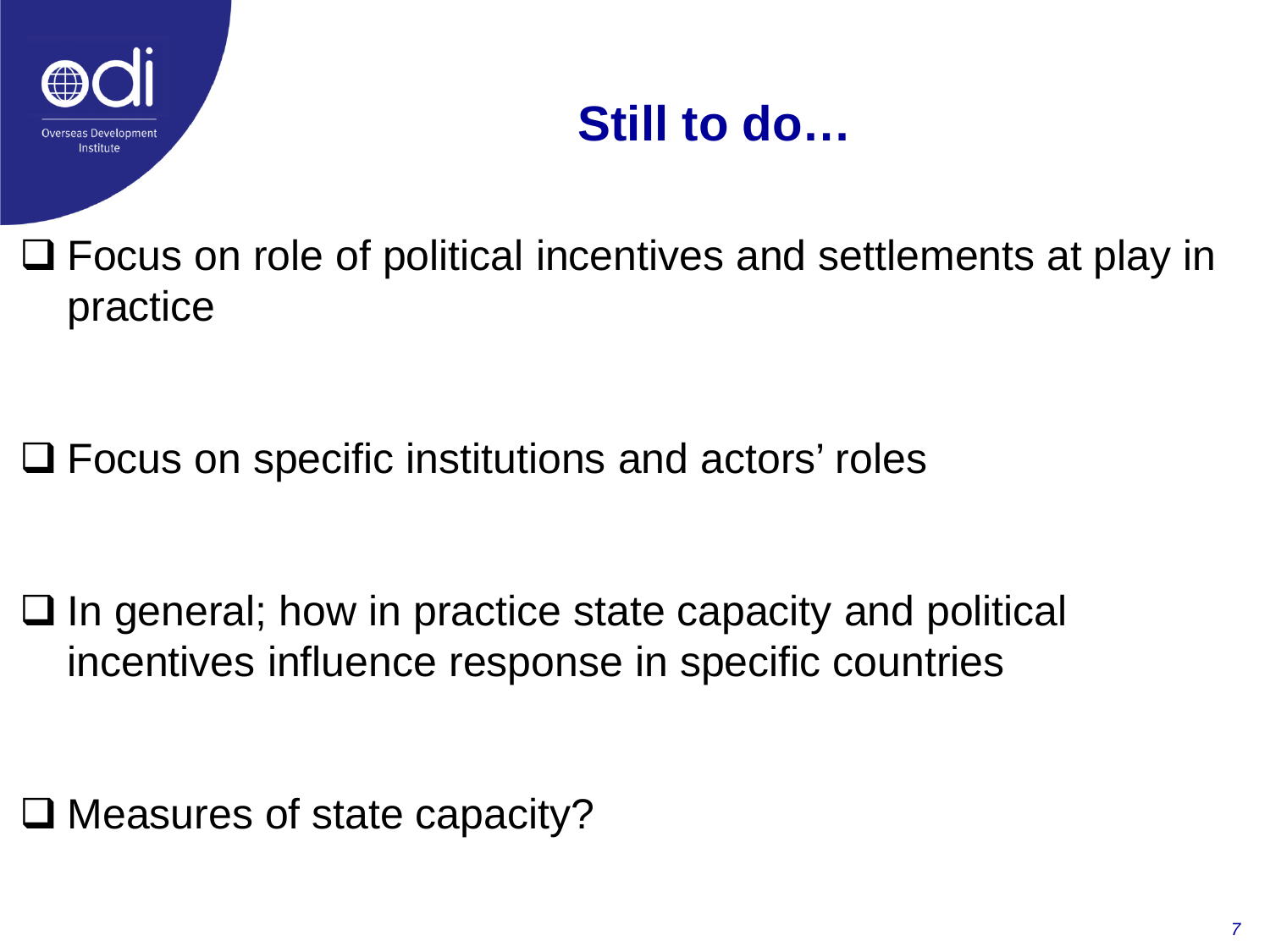# Still to do…

- Focus on role of political incentives and settlements at play in practice

- Focus on specific institutions and actors' roles

- In general; how in practice state capacity and political incentives influence response in specific countries

- Measures of state capacity?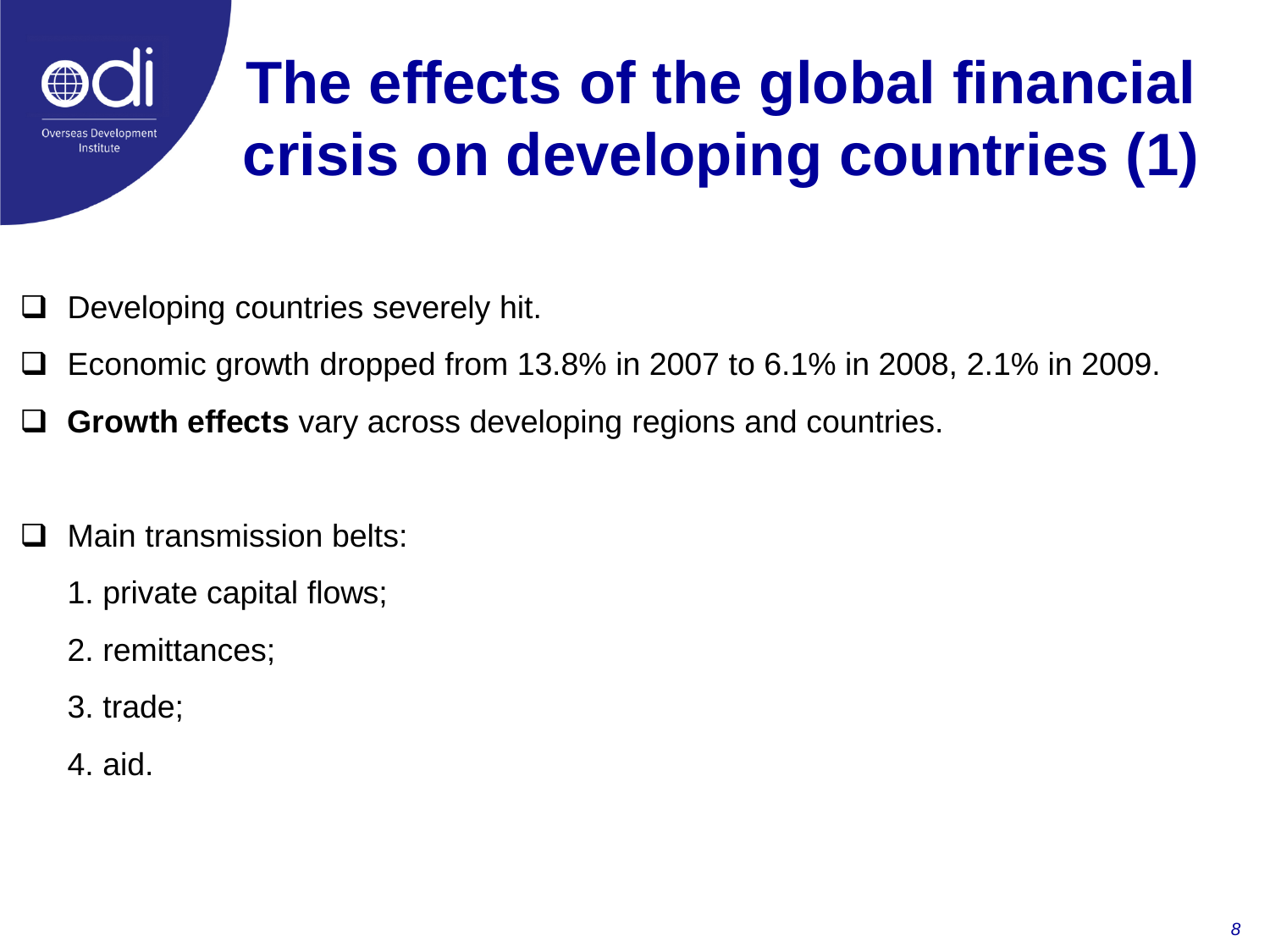# The effects of the global financial crisis on developing countries (1)

- Developing countries severely hit.
- Economic growth dropped from 13.8% in 2007 to 6.1% in 2008, 2.1% in 2009.
- **Growth effects** vary across developing regions and countries.

- Main transmission belts:
  1. private capital flows;
  2. remittances;
  3. trade;
  4. aid.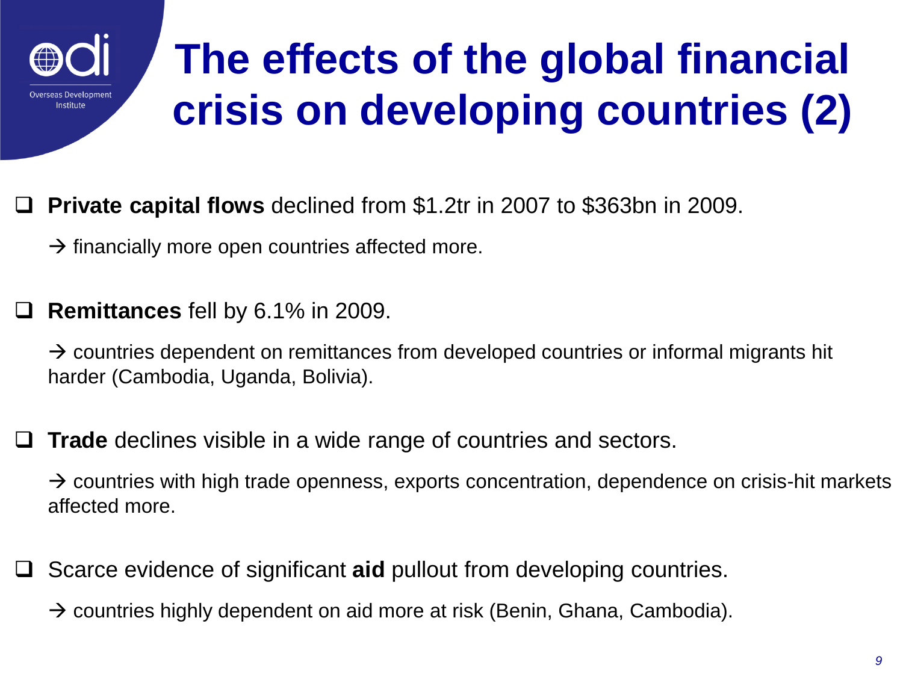# The effects of the global financial crisis on developing countries (2)

- **Private capital flows** declined from $1.2tr in 2007 to $363bn in 2009.

  → financially more open countries affected more.

- **Remittances** fell by 6.1% in 2009.

  → countries dependent on remittances from developed countries or informal migrants hit harder (Cambodia, Uganda, Bolivia).

- **Trade** declines visible in a wide range of countries and sectors.

  → countries with high trade openness, exports concentration, dependence on crisis-hit markets affected more.

- Scarce evidence of significant **aid** pullout from developing countries.

  → countries highly dependent on aid more at risk (Benin, Ghana, Cambodia).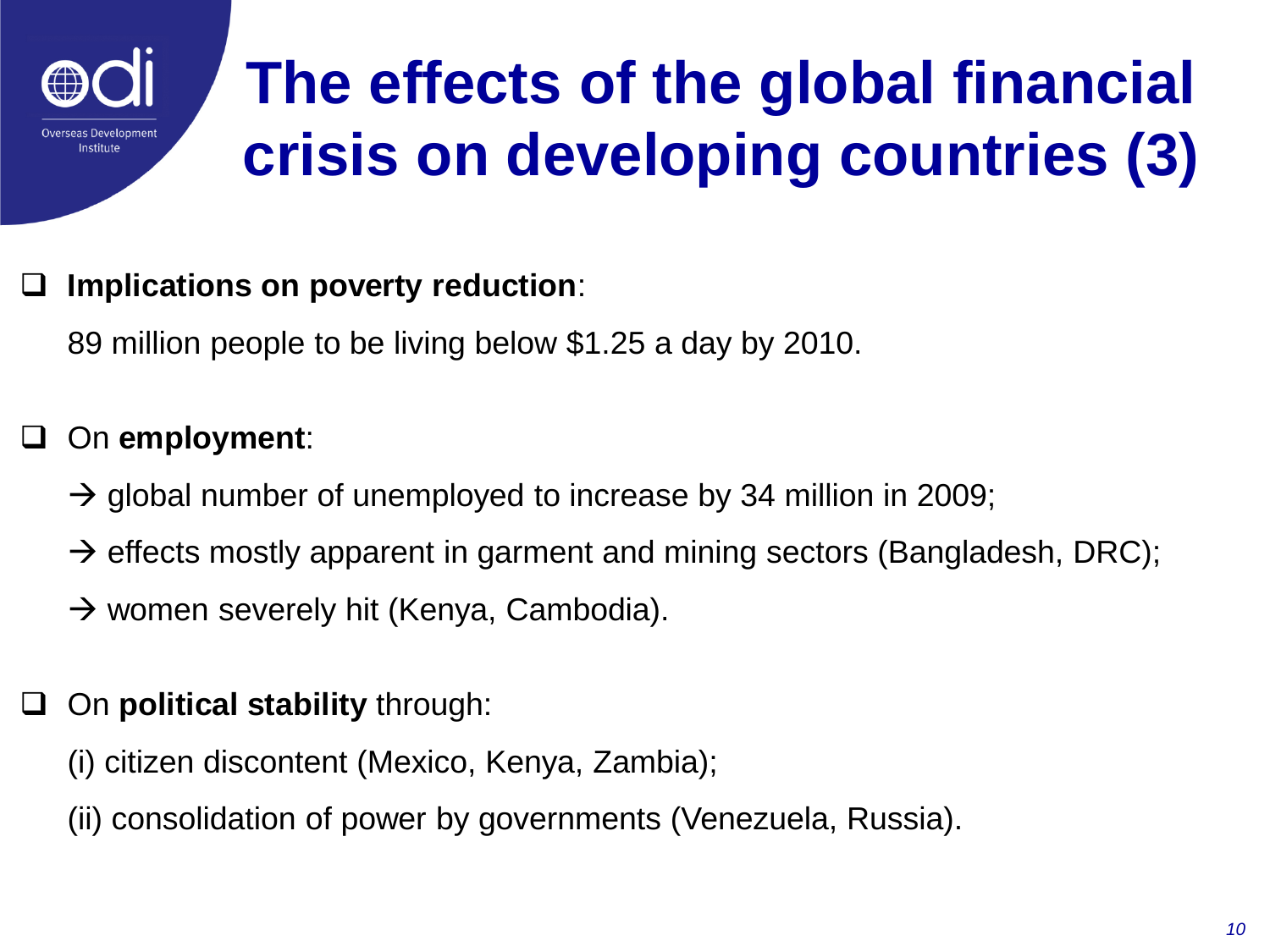# The effects of the global financial crisis on developing countries (3)

- **Implications on poverty reduction**:

  89 million people to be living below $1.25 a day by 2010.

- On **employment**:

  → global number of unemployed to increase by 34 million in 2009;

  → effects mostly apparent in garment and mining sectors (Bangladesh, DRC);

  → women severely hit (Kenya, Cambodia).

- On **political stability** through:

  (i) citizen discontent (Mexico, Kenya, Zambia);

  (ii) consolidation of power by governments (Venezuela, Russia).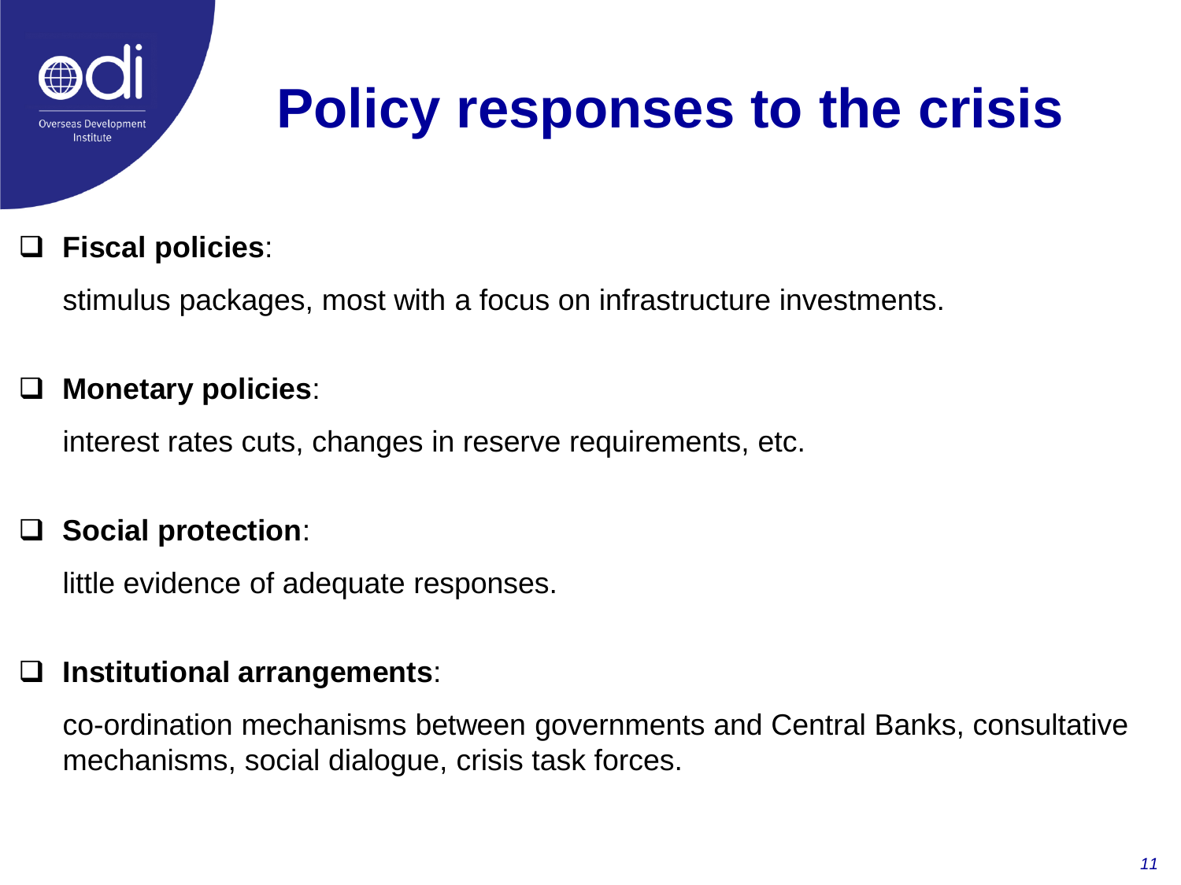# Policy responses to the crisis

- **Fiscal policies**:

  stimulus packages, most with a focus on infrastructure investments.

- **Monetary policies**:

  interest rates cuts, changes in reserve requirements, etc.

- **Social protection**:

  little evidence of adequate responses.

- **Institutional arrangements**:

  co-ordination mechanisms between governments and Central Banks, consultative mechanisms, social dialogue, crisis task forces.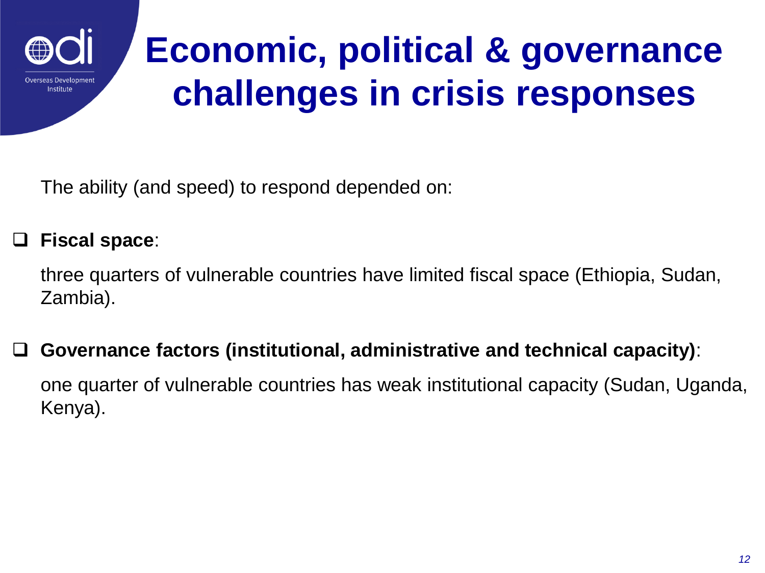# Economic, political & governance challenges in crisis responses

The ability (and speed) to respond depended on:

- **Fiscal space**:

  three quarters of vulnerable countries have limited fiscal space (Ethiopia, Sudan, Zambia).

- **Governance factors (institutional, administrative and technical capacity)**:

  one quarter of vulnerable countries has weak institutional capacity (Sudan, Uganda, Kenya).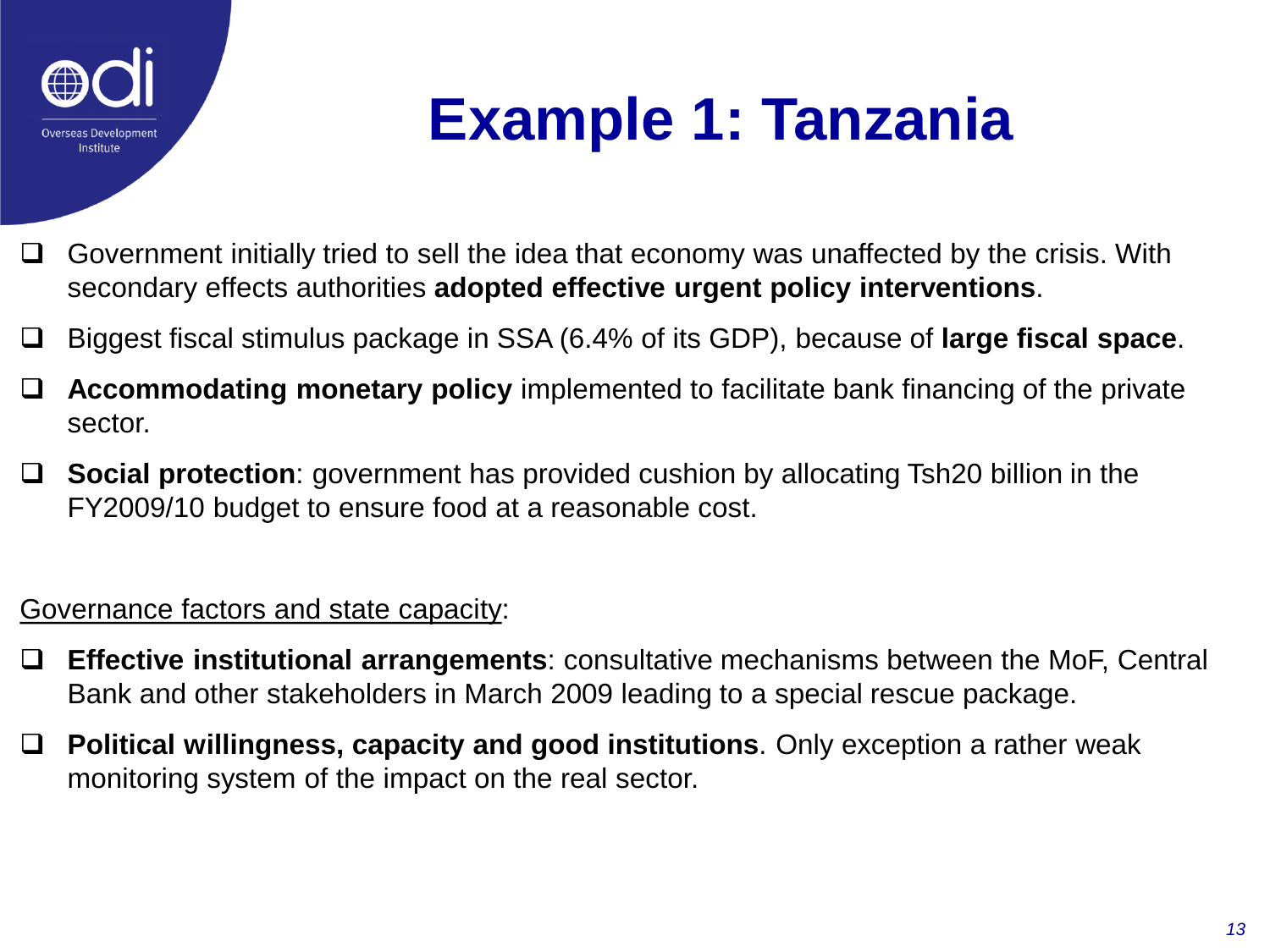# Example 1: Tanzania

- Government initially tried to sell the idea that economy was unaffected by the crisis. With secondary effects authorities **adopted effective urgent policy interventions**.
- Biggest fiscal stimulus package in SSA (6.4% of its GDP), because of **large fiscal space**.
- **Accommodating monetary policy** implemented to facilitate bank financing of the private sector.
- **Social protection**: government has provided cushion by allocating Tsh20 billion in the FY2009/10 budget to ensure food at a reasonable cost.

Governance factors and state capacity:

- **Effective institutional arrangements**: consultative mechanisms between the MoF, Central Bank and other stakeholders in March 2009 leading to a special rescue package.
- **Political willingness, capacity and good institutions**. Only exception a rather weak monitoring system of the impact on the real sector.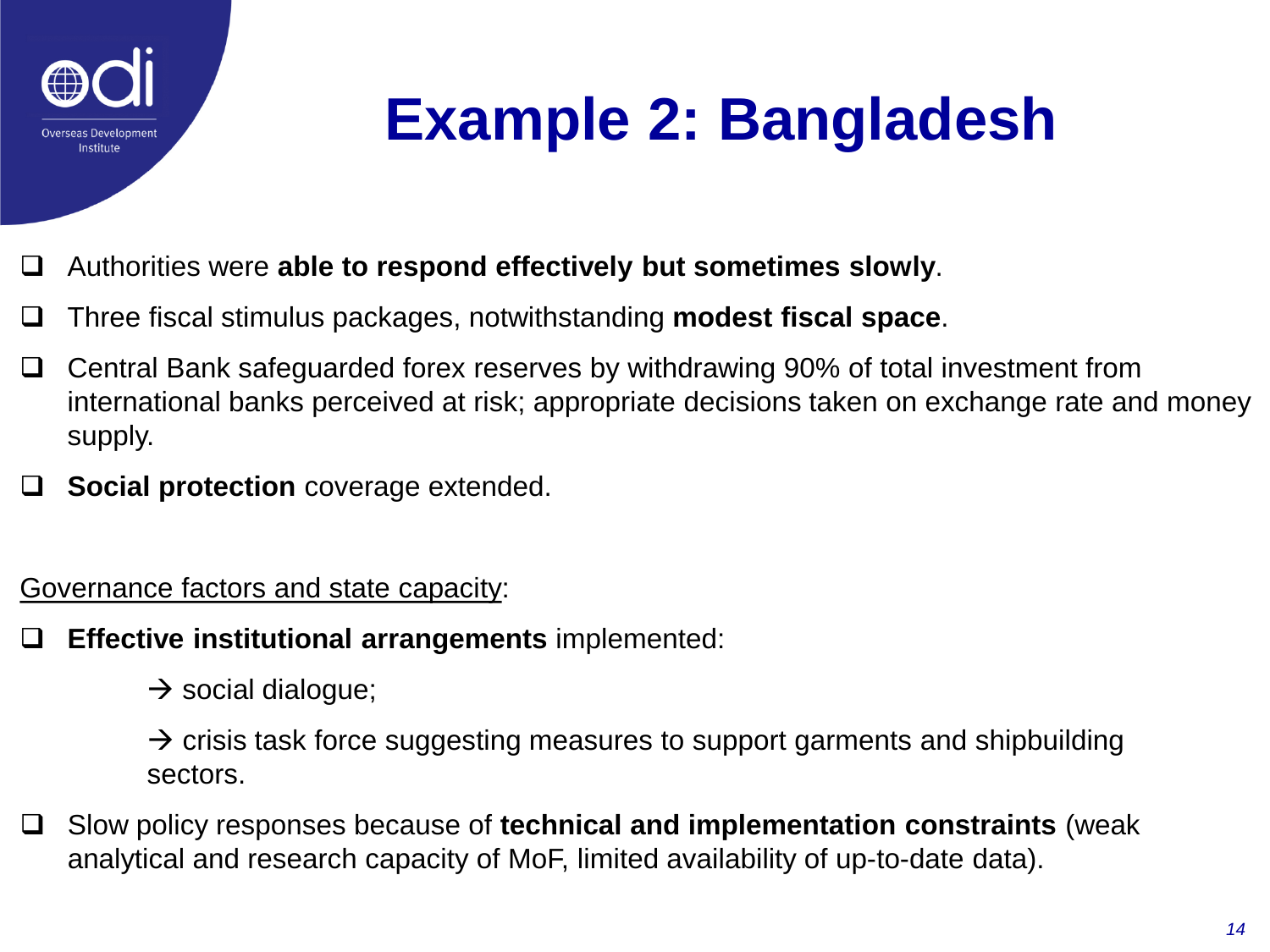# Example 2: Bangladesh

- Authorities were **able to respond effectively but sometimes slowly**.
- Three fiscal stimulus packages, notwithstanding **modest fiscal space**.
- Central Bank safeguarded forex reserves by withdrawing 90% of total investment from international banks perceived at risk; appropriate decisions taken on exchange rate and money supply.
- **Social protection** coverage extended.

<u>Governance factors and state capacity</u>:

- **Effective institutional arrangements** implemented:

  → social dialogue;

  → crisis task force suggesting measures to support garments and shipbuilding sectors.

- Slow policy responses because of **technical and implementation constraints** (weak analytical and research capacity of MoF, limited availability of up-to-date data).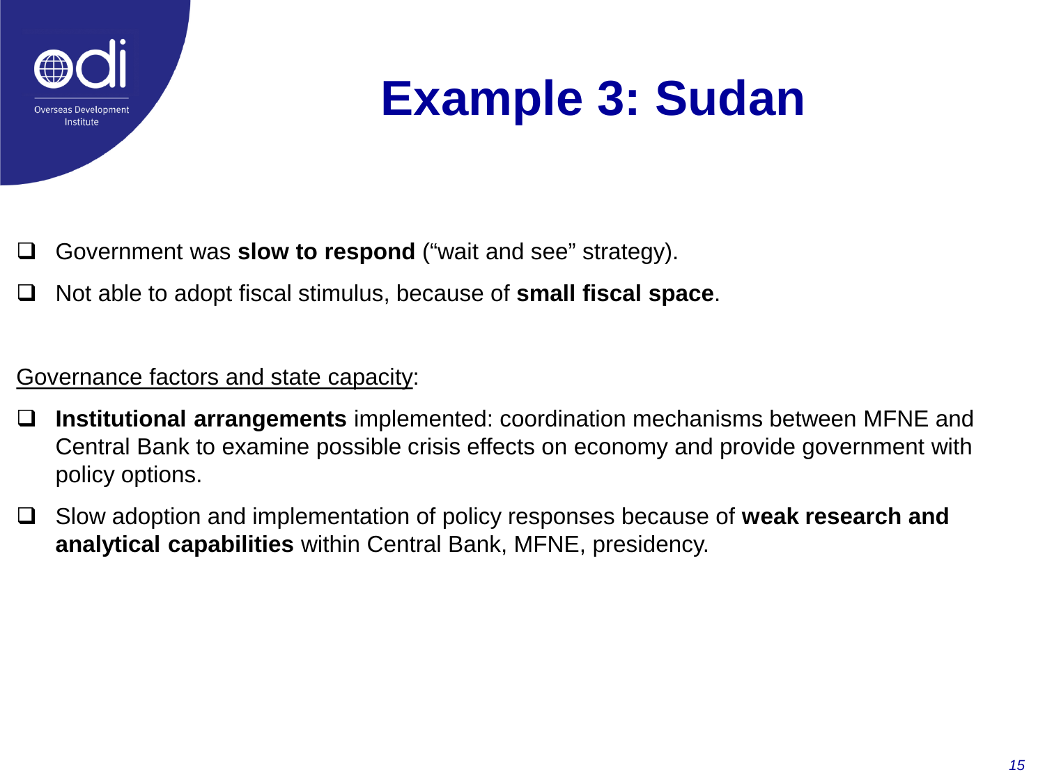# Example 3: Sudan

- Government was **slow to respond** (“wait and see” strategy).
- Not able to adopt fiscal stimulus, because of **small fiscal space**.

<u>Governance factors and state capacity</u>:

- **Institutional arrangements** implemented: coordination mechanisms between MFNE and Central Bank to examine possible crisis effects on economy and provide government with policy options.
- Slow adoption and implementation of policy responses because of **weak research and analytical capabilities** within Central Bank, MFNE, presidency.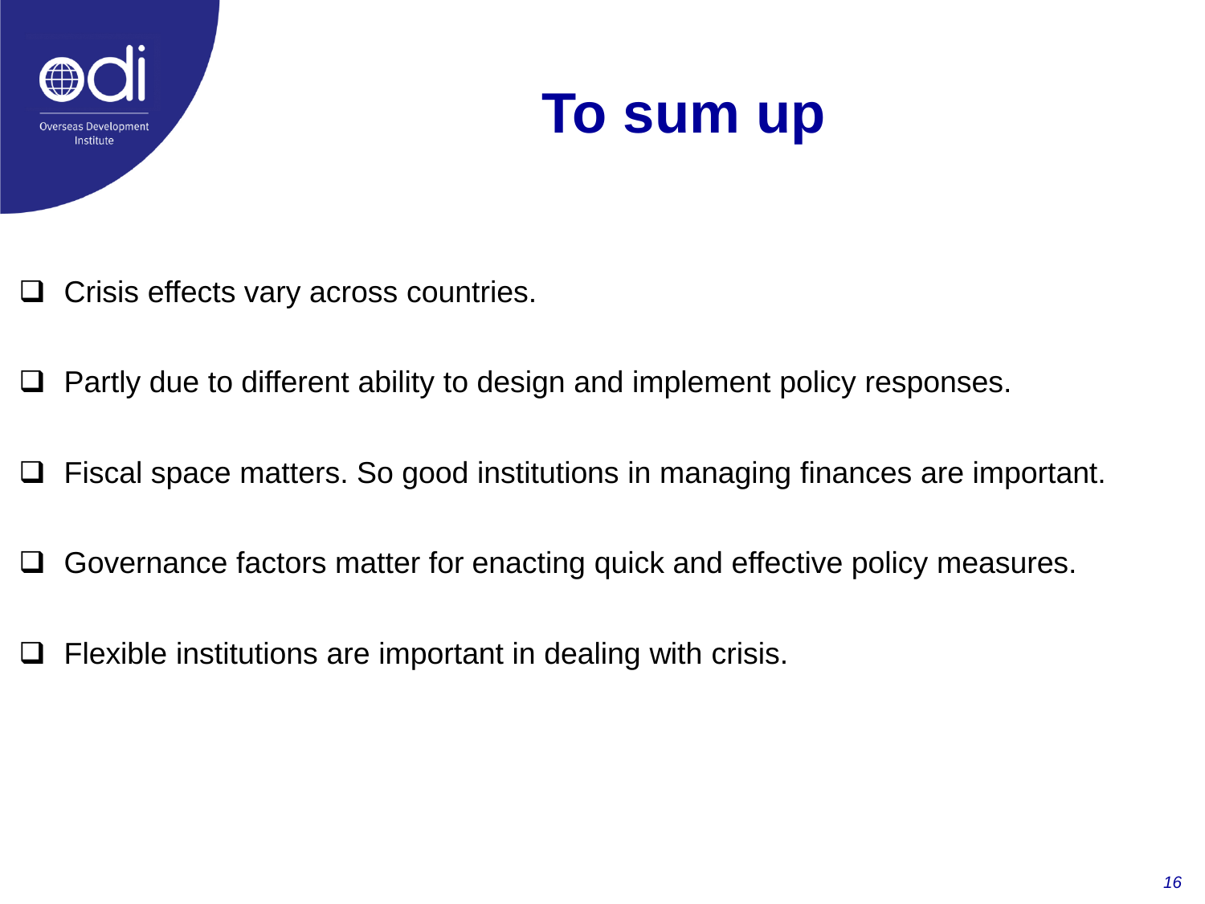# To sum up

- Crisis effects vary across countries.
- Partly due to different ability to design and implement policy responses.
- Fiscal space matters. So good institutions in managing finances are important.
- Governance factors matter for enacting quick and effective policy measures.
- Flexible institutions are important in dealing with crisis.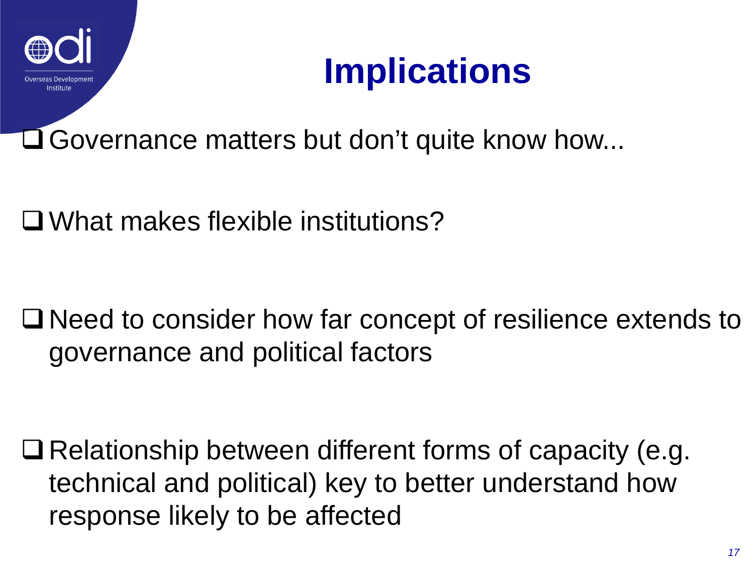# Implications

- Governance matters but don't quite know how...

- What makes flexible institutions?

- Need to consider how far concept of resilience extends to governance and political factors

- Relationship between different forms of capacity (e.g. technical and political) key to better understand how response likely to be affected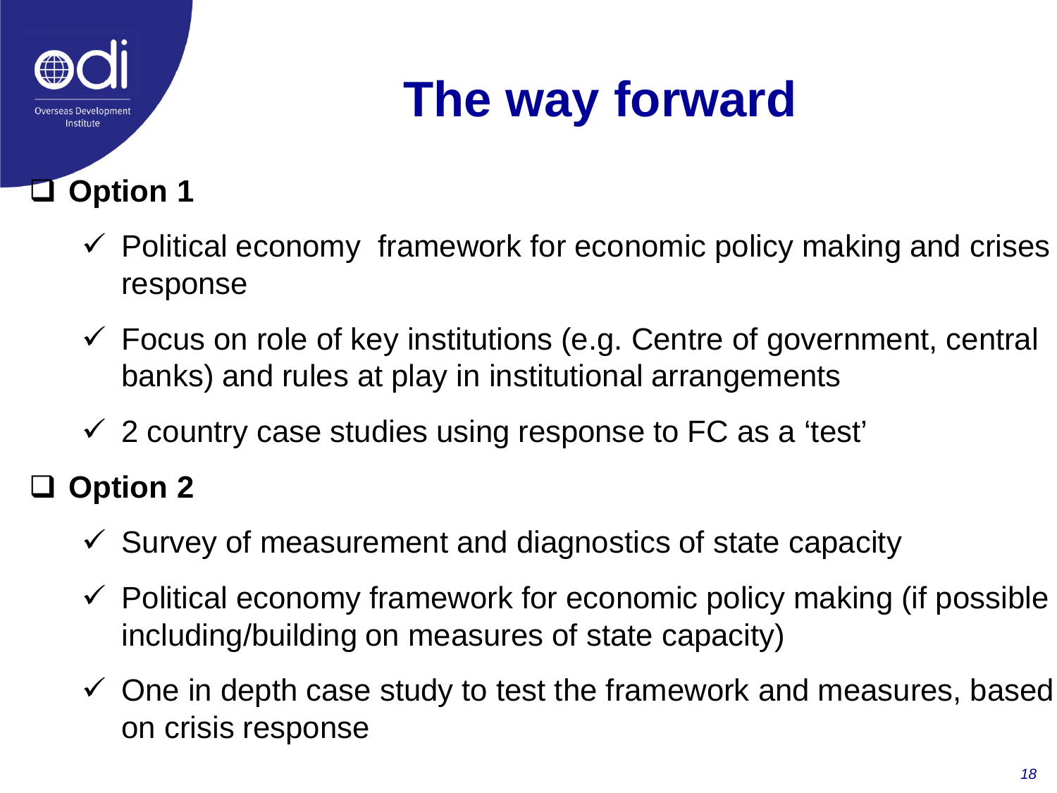# The way forward

- **Option 1**
  - Political economy  framework for economic policy making and crises response
  - Focus on role of key institutions (e.g. Centre of government, central banks) and rules at play in institutional arrangements
  - 2 country case studies using response to FC as a 'test'
- **Option 2**
  - Survey of measurement and diagnostics of state capacity
  - Political economy framework for economic policy making (if possible including/building on measures of state capacity)
  - One in depth case study to test the framework and measures, based on crisis response